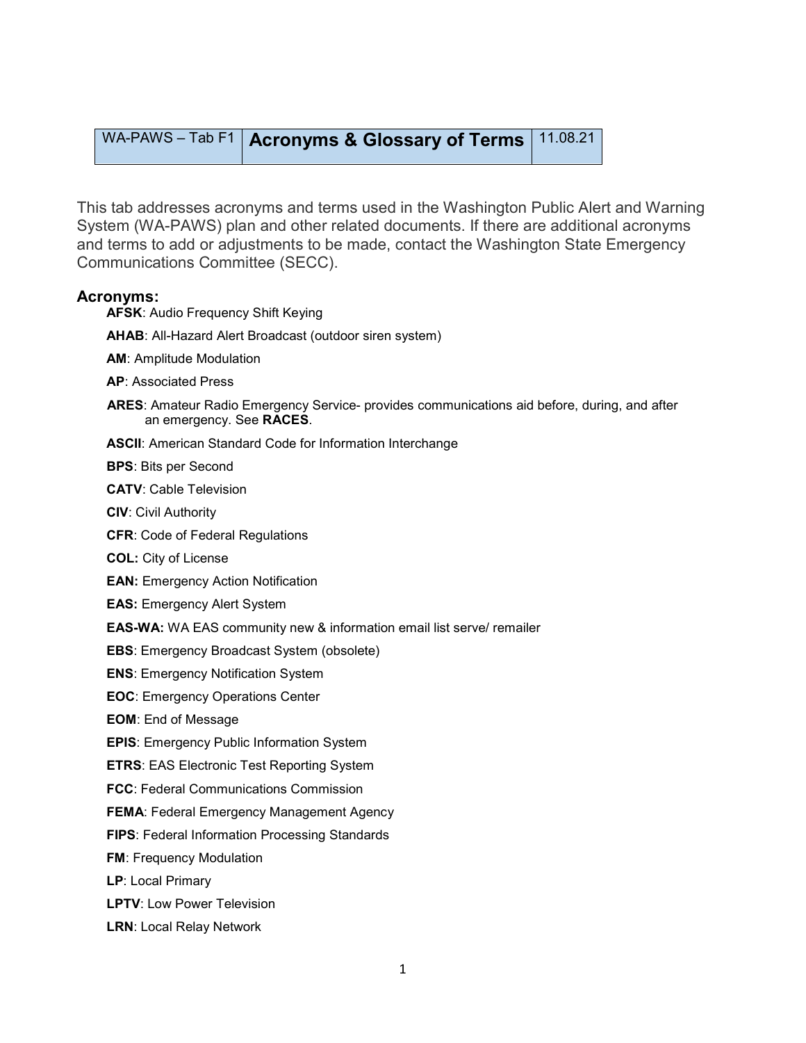| WA-PAWS – Tab F1 | **Acronyms & Glossary of Terms** | 11.08.21 |
| --- | --- | --- |

This tab addresses acronyms and terms used in the Washington Public Alert and Warning System (WA-PAWS) plan and other related documents. If there are additional acronyms and terms to add or adjustments to be made, contact the Washington State Emergency Communications Committee (SECC).

## Acronyms:

**AFSK**: Audio Frequency Shift Keying

**AHAB**: All-Hazard Alert Broadcast (outdoor siren system)

**AM**: Amplitude Modulation

**AP**: Associated Press

**ARES**: Amateur Radio Emergency Service- provides communications aid before, during, and after an emergency. See **RACES**.

**ASCII**: American Standard Code for Information Interchange

**BPS**: Bits per Second

**CATV**: Cable Television

**CIV**: Civil Authority

**CFR**: Code of Federal Regulations

**COL:** City of License

**EAN:** Emergency Action Notification

**EAS:** Emergency Alert System

**EAS-WA:** WA EAS community new & information email list serve/ remailer

**EBS**: Emergency Broadcast System (obsolete)

**ENS**: Emergency Notification System

**EOC**: Emergency Operations Center

**EOM**: End of Message

**EPIS**: Emergency Public Information System

**ETRS**: EAS Electronic Test Reporting System

**FCC**: Federal Communications Commission

**FEMA**: Federal Emergency Management Agency

**FIPS**: Federal Information Processing Standards

**FM**: Frequency Modulation

**LP**: Local Primary

**LPTV**: Low Power Television

**LRN**: Local Relay Network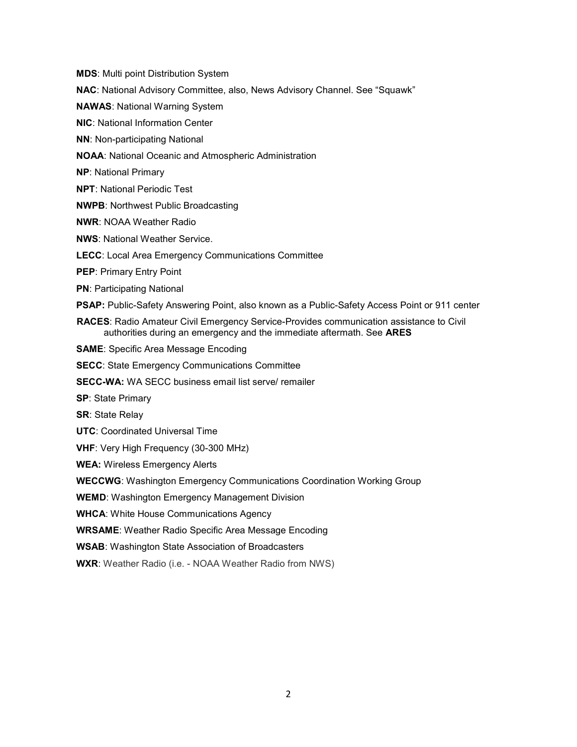**MDS**: Multi point Distribution System

**NAC**: National Advisory Committee, also, News Advisory Channel. See “Squawk”

**NAWAS**: National Warning System

**NIC**: National Information Center

**NN**: Non-participating National

**NOAA**: National Oceanic and Atmospheric Administration

**NP**: National Primary

**NPT**: National Periodic Test

**NWPB**: Northwest Public Broadcasting

**NWR**: NOAA Weather Radio

**NWS**: National Weather Service.

**LECC**: Local Area Emergency Communications Committee

**PEP**: Primary Entry Point

**PN**: Participating National

**PSAP:** Public-Safety Answering Point, also known as a Public-Safety Access Point or 911 center

**RACES**: Radio Amateur Civil Emergency Service-Provides communication assistance to Civil authorities during an emergency and the immediate aftermath. See **ARES**

**SAME**: Specific Area Message Encoding

**SECC**: State Emergency Communications Committee

**SECC-WA:** WA SECC business email list serve/ remailer

**SP**: State Primary

**SR**: State Relay

**UTC**: Coordinated Universal Time

**VHF**: Very High Frequency (30-300 MHz)

**WEA:** Wireless Emergency Alerts

**WECCWG**: Washington Emergency Communications Coordination Working Group

**WEMD**: Washington Emergency Management Division

**WHCA**: White House Communications Agency

**WRSAME**: Weather Radio Specific Area Message Encoding

**WSAB**: Washington State Association of Broadcasters

**WXR**: Weather Radio (i.e. - NOAA Weather Radio from NWS)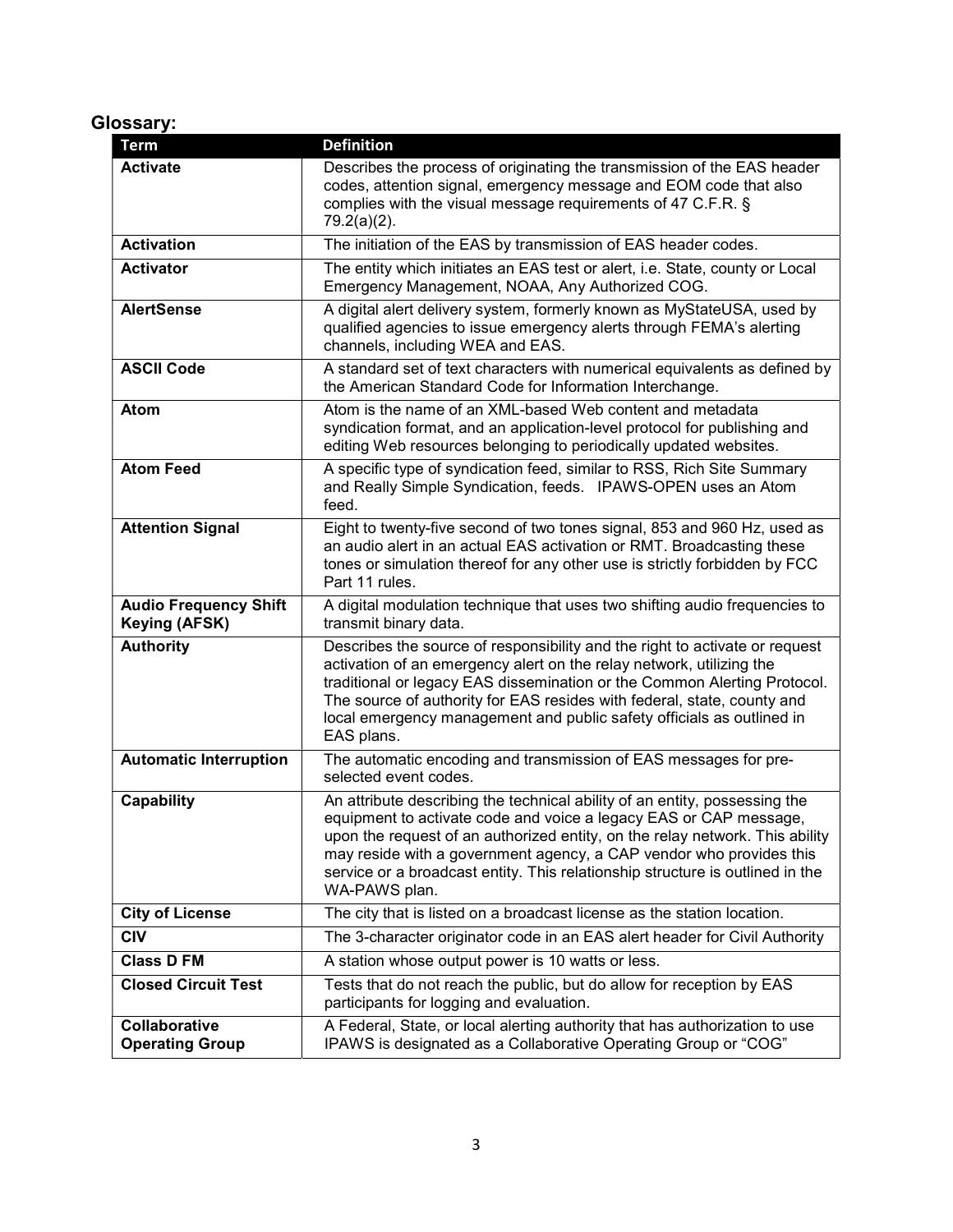## Glossary:

| Term | Definition |
|---|---|
| **Activate** | Describes the process of originating the transmission of the EAS header codes, attention signal, emergency message and EOM code that also complies with the visual message requirements of 47 C.F.R. § 79.2(a)(2). |
| **Activation** | The initiation of the EAS by transmission of EAS header codes. |
| **Activator** | The entity which initiates an EAS test or alert, i.e. State, county or Local Emergency Management, NOAA, Any Authorized COG. |
| **AlertSense** | A digital alert delivery system, formerly known as MyStateUSA, used by qualified agencies to issue emergency alerts through FEMA's alerting channels, including WEA and EAS. |
| **ASCII Code** | A standard set of text characters with numerical equivalents as defined by the American Standard Code for Information Interchange. |
| **Atom** | Atom is the name of an XML-based Web content and metadata syndication format, and an application-level protocol for publishing and editing Web resources belonging to periodically updated websites. |
| **Atom Feed** | A specific type of syndication feed, similar to RSS, Rich Site Summary and Really Simple Syndication, feeds. IPAWS-OPEN uses an Atom feed. |
| **Attention Signal** | Eight to twenty-five second of two tones signal, 853 and 960 Hz, used as an audio alert in an actual EAS activation or RMT. Broadcasting these tones or simulation thereof for any other use is strictly forbidden by FCC Part 11 rules. |
| **Audio Frequency Shift Keying (AFSK)** | A digital modulation technique that uses two shifting audio frequencies to transmit binary data. |
| **Authority** | Describes the source of responsibility and the right to activate or request activation of an emergency alert on the relay network, utilizing the traditional or legacy EAS dissemination or the Common Alerting Protocol. The source of authority for EAS resides with federal, state, county and local emergency management and public safety officials as outlined in EAS plans. |
| **Automatic Interruption** | The automatic encoding and transmission of EAS messages for pre-selected event codes. |
| **Capability** | An attribute describing the technical ability of an entity, possessing the equipment to activate code and voice a legacy EAS or CAP message, upon the request of an authorized entity, on the relay network. This ability may reside with a government agency, a CAP vendor who provides this service or a broadcast entity. This relationship structure is outlined in the WA-PAWS plan. |
| **City of License** | The city that is listed on a broadcast license as the station location. |
| **CIV** | The 3-character originator code in an EAS alert header for Civil Authority |
| **Class D FM** | A station whose output power is 10 watts or less. |
| **Closed Circuit Test** | Tests that do not reach the public, but do allow for reception by EAS participants for logging and evaluation. |
| **Collaborative Operating Group** | A Federal, State, or local alerting authority that has authorization to use IPAWS is designated as a Collaborative Operating Group or "COG" |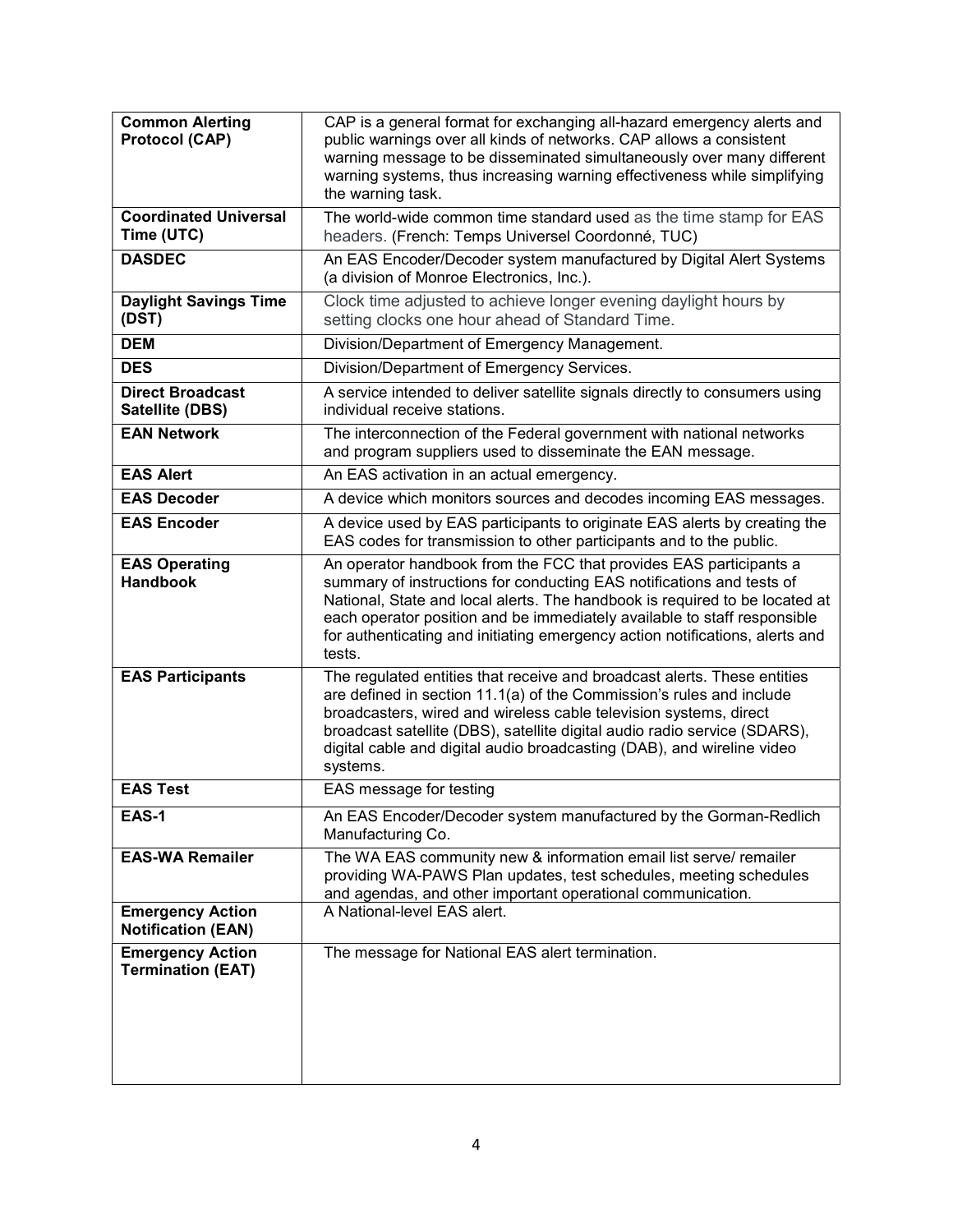| | |
|---|---|
| **Common Alerting Protocol (CAP)** | CAP is a general format for exchanging all-hazard emergency alerts and public warnings over all kinds of networks. CAP allows a consistent warning message to be disseminated simultaneously over many different warning systems, thus increasing warning effectiveness while simplifying the warning task. |
| **Coordinated Universal Time (UTC)** | The world-wide common time standard used as the time stamp for EAS headers. (French: Temps Universel Coordonné, TUC) |
| **DASDEC** | An EAS Encoder/Decoder system manufactured by Digital Alert Systems (a division of Monroe Electronics, Inc.). |
| **Daylight Savings Time (DST)** | Clock time adjusted to achieve longer evening daylight hours by setting clocks one hour ahead of Standard Time. |
| **DEM** | Division/Department of Emergency Management. |
| **DES** | Division/Department of Emergency Services. |
| **Direct Broadcast Satellite (DBS)** | A service intended to deliver satellite signals directly to consumers using individual receive stations. |
| **EAN Network** | The interconnection of the Federal government with national networks and program suppliers used to disseminate the EAN message. |
| **EAS Alert** | An EAS activation in an actual emergency. |
| **EAS Decoder** | A device which monitors sources and decodes incoming EAS messages. |
| **EAS Encoder** | A device used by EAS participants to originate EAS alerts by creating the EAS codes for transmission to other participants and to the public. |
| **EAS Operating Handbook** | An operator handbook from the FCC that provides EAS participants a summary of instructions for conducting EAS notifications and tests of National, State and local alerts. The handbook is required to be located at each operator position and be immediately available to staff responsible for authenticating and initiating emergency action notifications, alerts and tests. |
| **EAS Participants** | The regulated entities that receive and broadcast alerts. These entities are defined in section 11.1(a) of the Commission's rules and include broadcasters, wired and wireless cable television systems, direct broadcast satellite (DBS), satellite digital audio radio service (SDARS), digital cable and digital audio broadcasting (DAB), and wireline video systems. |
| **EAS Test** | EAS message for testing |
| **EAS-1** | An EAS Encoder/Decoder system manufactured by the Gorman-Redlich Manufacturing Co. |
| **EAS-WA Remailer** | The WA EAS community new & information email list serve/ remailer providing WA-PAWS Plan updates, test schedules, meeting schedules and agendas, and other important operational communication. |
| **Emergency Action Notification (EAN)** | A National-level EAS alert. |
| **Emergency Action Termination (EAT)** | The message for National EAS alert termination. |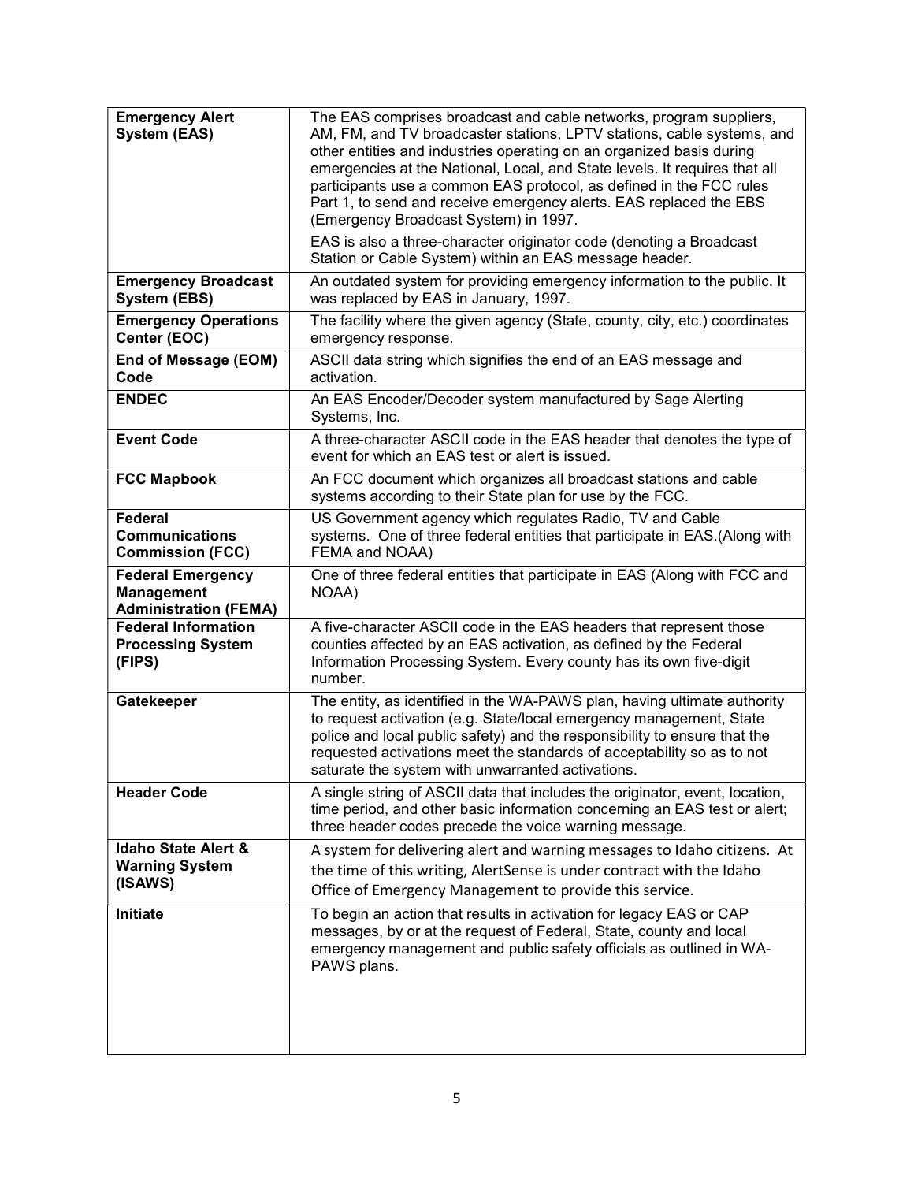| | |
|---|---|
| **Emergency Alert System (EAS)** | The EAS comprises broadcast and cable networks, program suppliers, AM, FM, and TV broadcaster stations, LPTV stations, cable systems, and other entities and industries operating on an organized basis during emergencies at the National, Local, and State levels. It requires that all participants use a common EAS protocol, as defined in the FCC rules Part 1, to send and receive emergency alerts. EAS replaced the EBS (Emergency Broadcast System) in 1997.<br><br>EAS is also a three-character originator code (denoting a Broadcast Station or Cable System) within an EAS message header. |
| **Emergency Broadcast System (EBS)** | An outdated system for providing emergency information to the public. It was replaced by EAS in January, 1997. |
| **Emergency Operations Center (EOC)** | The facility where the given agency (State, county, city, etc.) coordinates emergency response. |
| **End of Message (EOM) Code** | ASCII data string which signifies the end of an EAS message and activation. |
| **ENDEC** | An EAS Encoder/Decoder system manufactured by Sage Alerting Systems, Inc. |
| **Event Code** | A three-character ASCII code in the EAS header that denotes the type of event for which an EAS test or alert is issued. |
| **FCC Mapbook** | An FCC document which organizes all broadcast stations and cable systems according to their State plan for use by the FCC. |
| **Federal Communications Commission (FCC)** | US Government agency which regulates Radio, TV and Cable systems. One of three federal entities that participate in EAS.(Along with FEMA and NOAA) |
| **Federal Emergency Management Administration (FEMA)** | One of three federal entities that participate in EAS (Along with FCC and NOAA) |
| **Federal Information Processing System (FIPS)** | A five-character ASCII code in the EAS headers that represent those counties affected by an EAS activation, as defined by the Federal Information Processing System. Every county has its own five-digit number. |
| **Gatekeeper** | The entity, as identified in the WA-PAWS plan, having ultimate authority to request activation (e.g. State/local emergency management, State police and local public safety) and the responsibility to ensure that the requested activations meet the standards of acceptability so as to not saturate the system with unwarranted activations. |
| **Header Code** | A single string of ASCII data that includes the originator, event, location, time period, and other basic information concerning an EAS test or alert; three header codes precede the voice warning message. |
| **Idaho State Alert & Warning System (ISAWS)** | A system for delivering alert and warning messages to Idaho citizens. At the time of this writing, AlertSense is under contract with the Idaho Office of Emergency Management to provide this service. |
| **Initiate** | To begin an action that results in activation for legacy EAS or CAP messages, by or at the request of Federal, State, county and local emergency management and public safety officials as outlined in WA-PAWS plans. |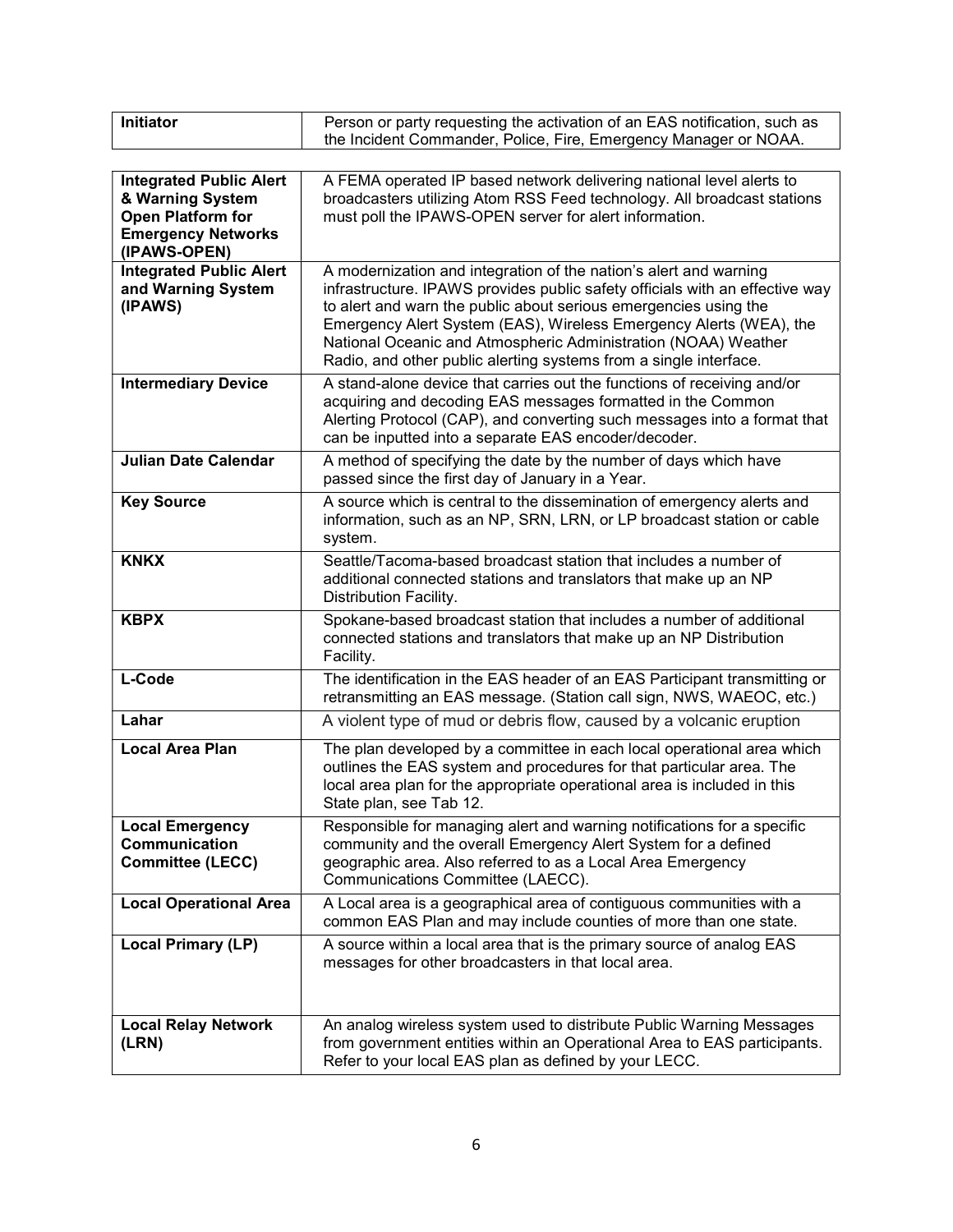| | |
|---|---|
| **Initiator** | Person or party requesting the activation of an EAS notification, such as the Incident Commander, Police, Fire, Emergency Manager or NOAA. |

| | |
|---|---|
| **Integrated Public Alert & Warning System Open Platform for Emergency Networks (IPAWS-OPEN)** | A FEMA operated IP based network delivering national level alerts to broadcasters utilizing Atom RSS Feed technology. All broadcast stations must poll the IPAWS-OPEN server for alert information. |
| **Integrated Public Alert and Warning System (IPAWS)** | A modernization and integration of the nation's alert and warning infrastructure. IPAWS provides public safety officials with an effective way to alert and warn the public about serious emergencies using the Emergency Alert System (EAS), Wireless Emergency Alerts (WEA), the National Oceanic and Atmospheric Administration (NOAA) Weather Radio, and other public alerting systems from a single interface. |
| **Intermediary Device** | A stand-alone device that carries out the functions of receiving and/or acquiring and decoding EAS messages formatted in the Common Alerting Protocol (CAP), and converting such messages into a format that can be inputted into a separate EAS encoder/decoder. |
| **Julian Date Calendar** | A method of specifying the date by the number of days which have passed since the first day of January in a Year. |
| **Key Source** | A source which is central to the dissemination of emergency alerts and information, such as an NP, SRN, LRN, or LP broadcast station or cable system. |
| **KNKX** | Seattle/Tacoma-based broadcast station that includes a number of additional connected stations and translators that make up an NP Distribution Facility. |
| **KBPX** | Spokane-based broadcast station that includes a number of additional connected stations and translators that make up an NP Distribution Facility. |
| **L-Code** | The identification in the EAS header of an EAS Participant transmitting or retransmitting an EAS message. (Station call sign, NWS, WAEOC, etc.) |
| **Lahar** | A violent type of mud or debris flow, caused by a volcanic eruption |
| **Local Area Plan** | The plan developed by a committee in each local operational area which outlines the EAS system and procedures for that particular area. The local area plan for the appropriate operational area is included in this State plan, see Tab 12. |
| **Local Emergency Communication Committee (LECC)** | Responsible for managing alert and warning notifications for a specific community and the overall Emergency Alert System for a defined geographic area. Also referred to as a Local Area Emergency Communications Committee (LAECC). |
| **Local Operational Area** | A Local area is a geographical area of contiguous communities with a common EAS Plan and may include counties of more than one state. |
| **Local Primary (LP)** | A source within a local area that is the primary source of analog EAS messages for other broadcasters in that local area. |
| **Local Relay Network (LRN)** | An analog wireless system used to distribute Public Warning Messages from government entities within an Operational Area to EAS participants. Refer to your local EAS plan as defined by your LECC. |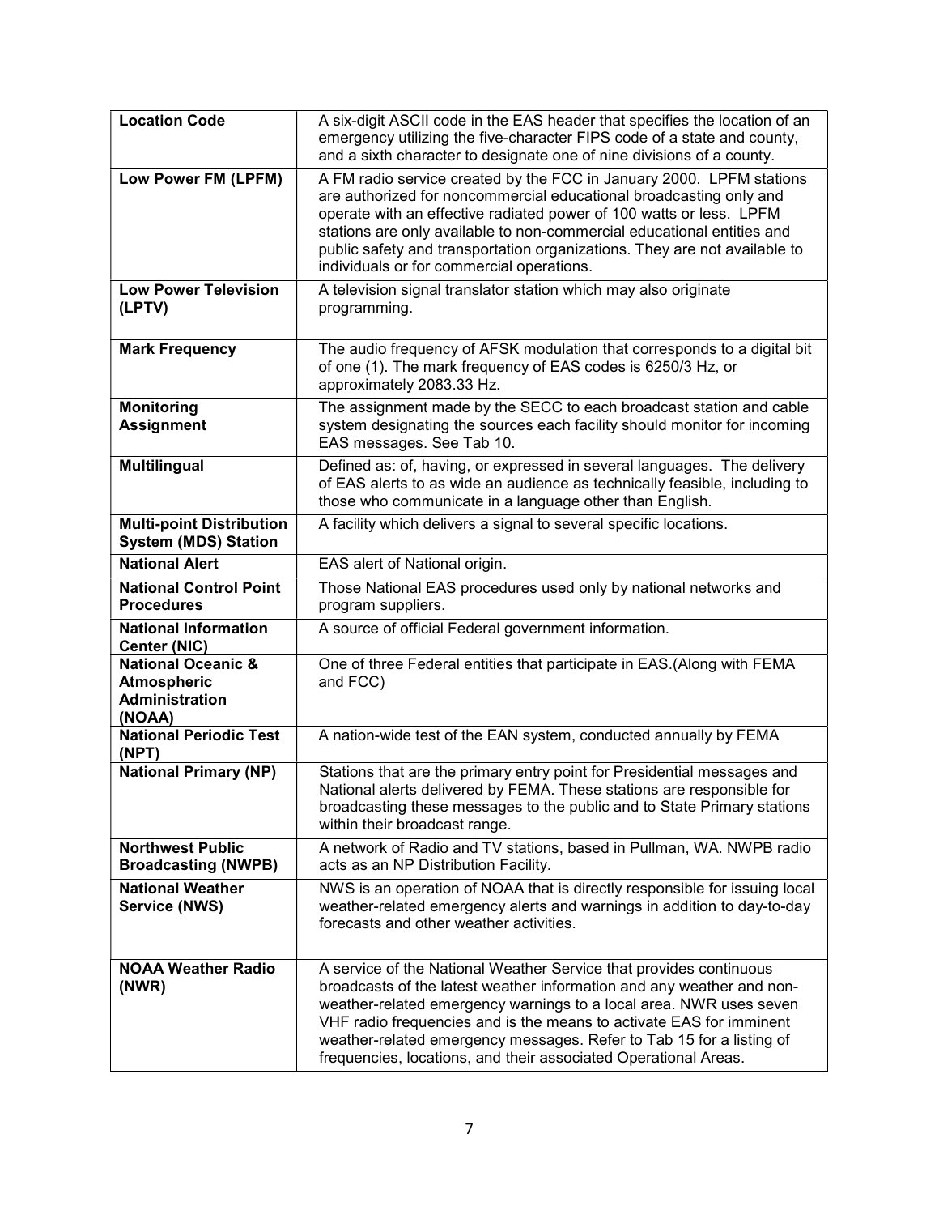| | |
|---|---|
| **Location Code** | A six-digit ASCII code in the EAS header that specifies the location of an emergency utilizing the five-character FIPS code of a state and county, and a sixth character to designate one of nine divisions of a county. |
| **Low Power FM (LPFM)** | A FM radio service created by the FCC in January 2000. LPFM stations are authorized for noncommercial educational broadcasting only and operate with an effective radiated power of 100 watts or less. LPFM stations are only available to non-commercial educational entities and public safety and transportation organizations. They are not available to individuals or for commercial operations. |
| **Low Power Television (LPTV)** | A television signal translator station which may also originate programming. |
| **Mark Frequency** | The audio frequency of AFSK modulation that corresponds to a digital bit of one (1). The mark frequency of EAS codes is 6250/3 Hz, or approximately 2083.33 Hz. |
| **Monitoring Assignment** | The assignment made by the SECC to each broadcast station and cable system designating the sources each facility should monitor for incoming EAS messages. See Tab 10. |
| **Multilingual** | Defined as: of, having, or expressed in several languages. The delivery of EAS alerts to as wide an audience as technically feasible, including to those who communicate in a language other than English. |
| **Multi-point Distribution System (MDS) Station** | A facility which delivers a signal to several specific locations. |
| **National Alert** | EAS alert of National origin. |
| **National Control Point Procedures** | Those National EAS procedures used only by national networks and program suppliers. |
| **National Information Center (NIC)** | A source of official Federal government information. |
| **National Oceanic & Atmospheric Administration (NOAA)** | One of three Federal entities that participate in EAS.(Along with FEMA and FCC) |
| **National Periodic Test (NPT)** | A nation-wide test of the EAN system, conducted annually by FEMA |
| **National Primary (NP)** | Stations that are the primary entry point for Presidential messages and National alerts delivered by FEMA. These stations are responsible for broadcasting these messages to the public and to State Primary stations within their broadcast range. |
| **Northwest Public Broadcasting (NWPB)** | A network of Radio and TV stations, based in Pullman, WA. NWPB radio acts as an NP Distribution Facility. |
| **National Weather Service (NWS)** | NWS is an operation of NOAA that is directly responsible for issuing local weather-related emergency alerts and warnings in addition to day-to-day forecasts and other weather activities. |
| **NOAA Weather Radio (NWR)** | A service of the National Weather Service that provides continuous broadcasts of the latest weather information and any weather and non-weather-related emergency warnings to a local area. NWR uses seven VHF radio frequencies and is the means to activate EAS for imminent weather-related emergency messages. Refer to Tab 15 for a listing of frequencies, locations, and their associated Operational Areas. |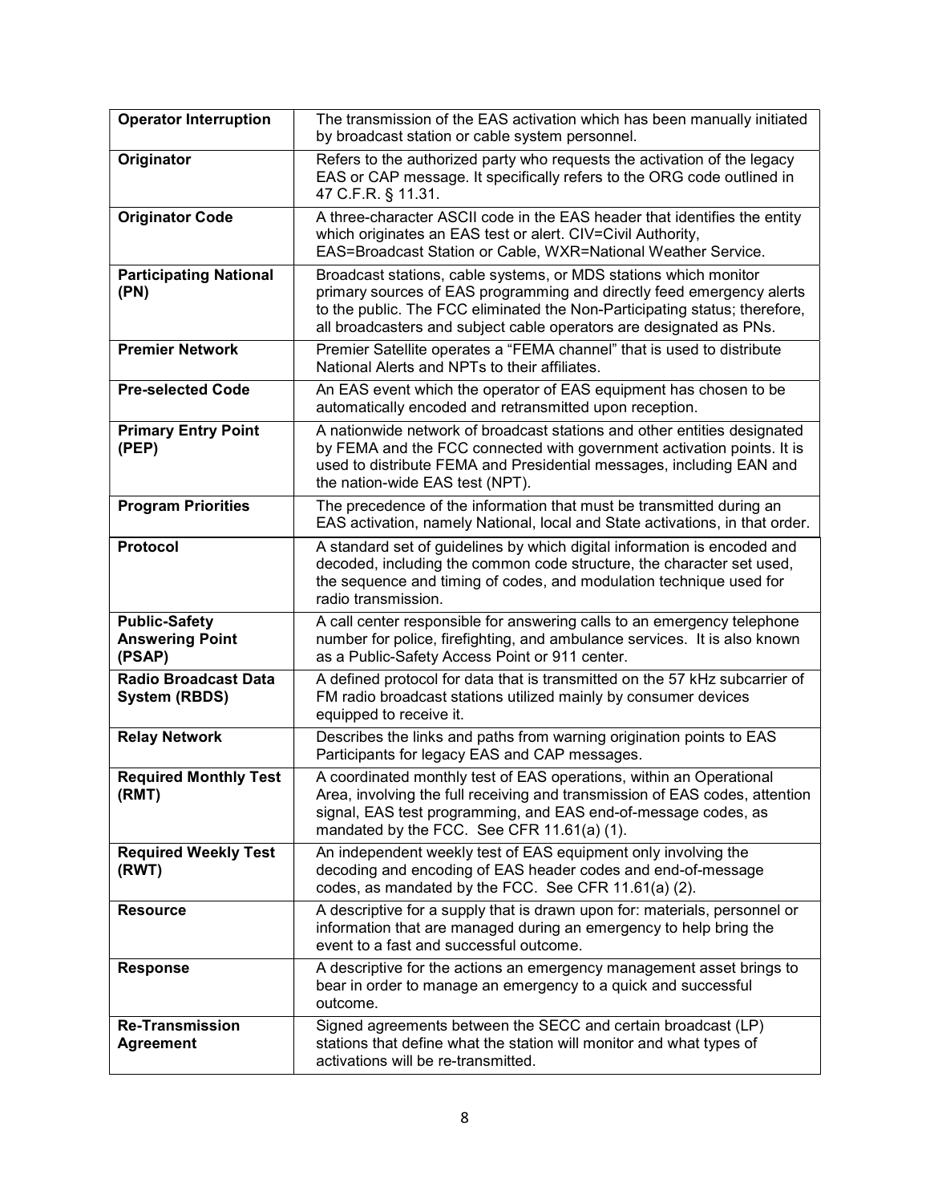| **Operator Interruption** | The transmission of the EAS activation which has been manually initiated by broadcast station or cable system personnel. |
|---|---|
| **Originator** | Refers to the authorized party who requests the activation of the legacy EAS or CAP message. It specifically refers to the ORG code outlined in 47 C.F.R. § 11.31. |
| **Originator Code** | A three-character ASCII code in the EAS header that identifies the entity which originates an EAS test or alert. CIV=Civil Authority, EAS=Broadcast Station or Cable, WXR=National Weather Service. |
| **Participating National (PN)** | Broadcast stations, cable systems, or MDS stations which monitor primary sources of EAS programming and directly feed emergency alerts to the public. The FCC eliminated the Non-Participating status; therefore, all broadcasters and subject cable operators are designated as PNs. |
| **Premier Network** | Premier Satellite operates a "FEMA channel" that is used to distribute National Alerts and NPTs to their affiliates. |
| **Pre-selected Code** | An EAS event which the operator of EAS equipment has chosen to be automatically encoded and retransmitted upon reception. |
| **Primary Entry Point (PEP)** | A nationwide network of broadcast stations and other entities designated by FEMA and the FCC connected with government activation points. It is used to distribute FEMA and Presidential messages, including EAN and the nation-wide EAS test (NPT). |
| **Program Priorities** | The precedence of the information that must be transmitted during an EAS activation, namely National, local and State activations, in that order. |
| **Protocol** | A standard set of guidelines by which digital information is encoded and decoded, including the common code structure, the character set used, the sequence and timing of codes, and modulation technique used for radio transmission. |
| **Public-Safety Answering Point (PSAP)** | A call center responsible for answering calls to an emergency telephone number for police, firefighting, and ambulance services. It is also known as a Public-Safety Access Point or 911 center. |
| **Radio Broadcast Data System (RBDS)** | A defined protocol for data that is transmitted on the 57 kHz subcarrier of FM radio broadcast stations utilized mainly by consumer devices equipped to receive it. |
| **Relay Network** | Describes the links and paths from warning origination points to EAS Participants for legacy EAS and CAP messages. |
| **Required Monthly Test (RMT)** | A coordinated monthly test of EAS operations, within an Operational Area, involving the full receiving and transmission of EAS codes, attention signal, EAS test programming, and EAS end-of-message codes, as mandated by the FCC. See CFR 11.61(a) (1). |
| **Required Weekly Test (RWT)** | An independent weekly test of EAS equipment only involving the decoding and encoding of EAS header codes and end-of-message codes, as mandated by the FCC. See CFR 11.61(a) (2). |
| **Resource** | A descriptive for a supply that is drawn upon for: materials, personnel or information that are managed during an emergency to help bring the event to a fast and successful outcome. |
| **Response** | A descriptive for the actions an emergency management asset brings to bear in order to manage an emergency to a quick and successful outcome. |
| **Re-Transmission Agreement** | Signed agreements between the SECC and certain broadcast (LP) stations that define what the station will monitor and what types of activations will be re-transmitted. |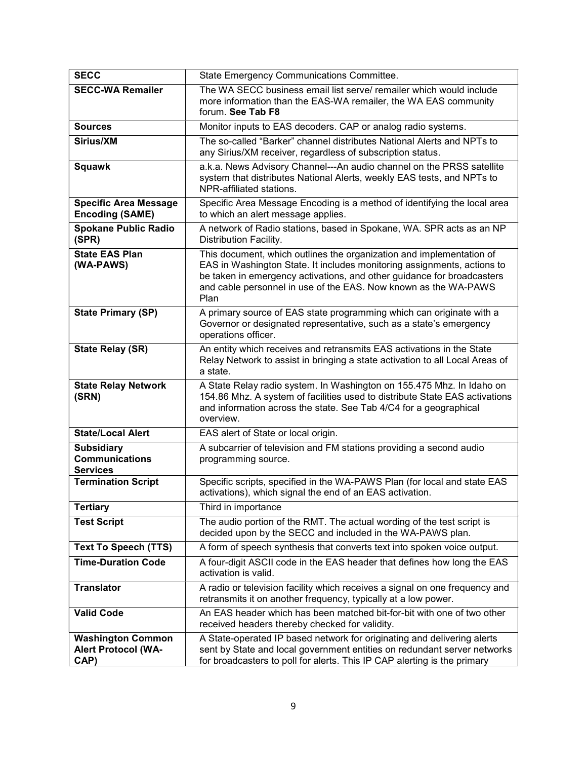| **SECC** | State Emergency Communications Committee. |
|---|---|
| **SECC-WA Remailer** | The WA SECC business email list serve/ remailer which would include more information than the EAS-WA remailer, the WA EAS community forum. **See Tab F8** |
| **Sources** | Monitor inputs to EAS decoders. CAP or analog radio systems. |
| **Sirius/XM** | The so-called "Barker" channel distributes National Alerts and NPTs to any Sirius/XM receiver, regardless of subscription status. |
| **Squawk** | a.k.a. News Advisory Channel---An audio channel on the PRSS satellite system that distributes National Alerts, weekly EAS tests, and NPTs to NPR-affiliated stations. |
| **Specific Area Message Encoding (SAME)** | Specific Area Message Encoding is a method of identifying the local area to which an alert message applies. |
| **Spokane Public Radio (SPR)** | A network of Radio stations, based in Spokane, WA. SPR acts as an NP Distribution Facility. |
| **State EAS Plan (WA-PAWS)** | This document, which outlines the organization and implementation of EAS in Washington State. It includes monitoring assignments, actions to be taken in emergency activations, and other guidance for broadcasters and cable personnel in use of the EAS. Now known as the WA-PAWS Plan |
| **State Primary (SP)** | A primary source of EAS state programming which can originate with a Governor or designated representative, such as a state's emergency operations officer. |
| **State Relay (SR)** | An entity which receives and retransmits EAS activations in the State Relay Network to assist in bringing a state activation to all Local Areas of a state. |
| **State Relay Network (SRN)** | A State Relay radio system. In Washington on 155.475 Mhz. In Idaho on 154.86 Mhz. A system of facilities used to distribute State EAS activations and information across the state. See Tab 4/C4 for a geographical overview. |
| **State/Local Alert** | EAS alert of State or local origin. |
| **Subsidiary Communications Services** | A subcarrier of television and FM stations providing a second audio programming source. |
| **Termination Script** | Specific scripts, specified in the WA-PAWS Plan (for local and state EAS activations), which signal the end of an EAS activation. |
| **Tertiary** | Third in importance |
| **Test Script** | The audio portion of the RMT. The actual wording of the test script is decided upon by the SECC and included in the WA-PAWS plan. |
| **Text To Speech (TTS)** | A form of speech synthesis that converts text into spoken voice output. |
| **Time-Duration Code** | A four-digit ASCII code in the EAS header that defines how long the EAS activation is valid. |
| **Translator** | A radio or television facility which receives a signal on one frequency and retransmits it on another frequency, typically at a low power. |
| **Valid Code** | An EAS header which has been matched bit-for-bit with one of two other received headers thereby checked for validity. |
| **Washington Common Alert Protocol (WA-CAP)** | A State-operated IP based network for originating and delivering alerts sent by State and local government entities on redundant server networks for broadcasters to poll for alerts. This IP CAP alerting is the primary |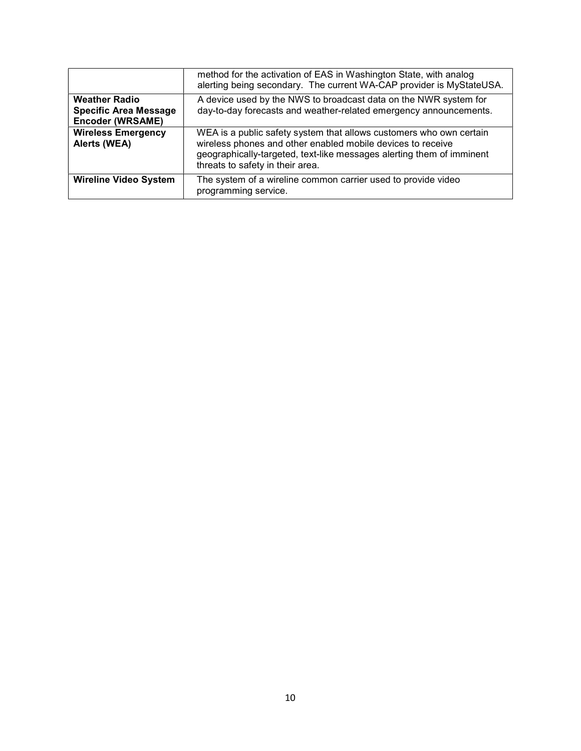| | |
|---|---|
| | method for the activation of EAS in Washington State, with analog alerting being secondary. The current WA-CAP provider is MyStateUSA. |
| **Weather Radio Specific Area Message Encoder (WRSAME)** | A device used by the NWS to broadcast data on the NWR system for day-to-day forecasts and weather-related emergency announcements. |
| **Wireless Emergency Alerts (WEA)** | WEA is a public safety system that allows customers who own certain wireless phones and other enabled mobile devices to receive geographically-targeted, text-like messages alerting them of imminent threats to safety in their area. |
| **Wireline Video System** | The system of a wireline common carrier used to provide video programming service. |